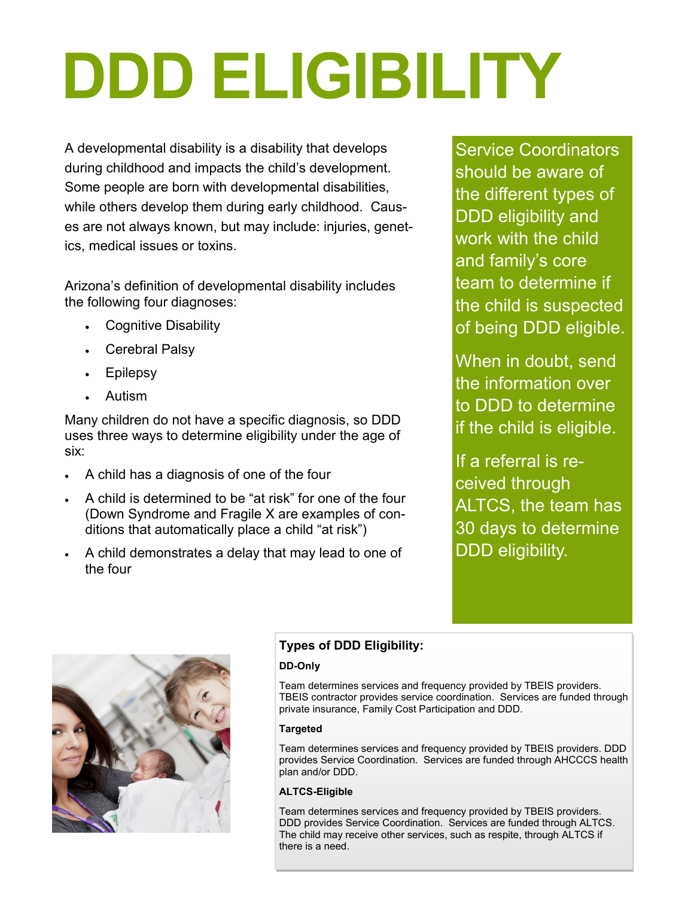# DDD ELIGIBILITY

A developmental disability is a disability that develops during childhood and impacts the child's development. Some people are born with developmental disabilities, while others develop them during early childhood. Causes are not always known, but may include: injuries, genetics, medical issues or toxins.

Arizona's definition of developmental disability includes the following four diagnoses:

- Cognitive Disability
- Cerebral Palsy
- Epilepsy
- Autism

Many children do not have a specific diagnosis, so DDD uses three ways to determine eligibility under the age of six:

- A child has a diagnosis of one of the four
- A child is determined to be "at risk" for one of the four (Down Syndrome and Fragile X are examples of conditions that automatically place a child "at risk")
- A child demonstrates a delay that may lead to one of the four

Service Coordinators should be aware of the different types of DDD eligibility and work with the child and family's core team to determine if the child is suspected of being DDD eligible.

When in doubt, send the information over to DDD to determine if the child is eligible.

If a referral is received through ALTCS, the team has 30 days to determine DDD eligibility.

### Types of DDD Eligibility:

**DD-Only**

Team determines services and frequency provided by TBEIS providers. TBEIS contractor provides service coordination. Services are funded through private insurance, Family Cost Participation and DDD.

**Targeted**

Team determines services and frequency provided by TBEIS providers. DDD provides Service Coordination. Services are funded through AHCCCS health plan and/or DDD.

**ALTCS-Eligible**

Team determines services and frequency provided by TBEIS providers. DDD provides Service Coordination. Services are funded through ALTCS. The child may receive other services, such as respite, through ALTCS if there is a need.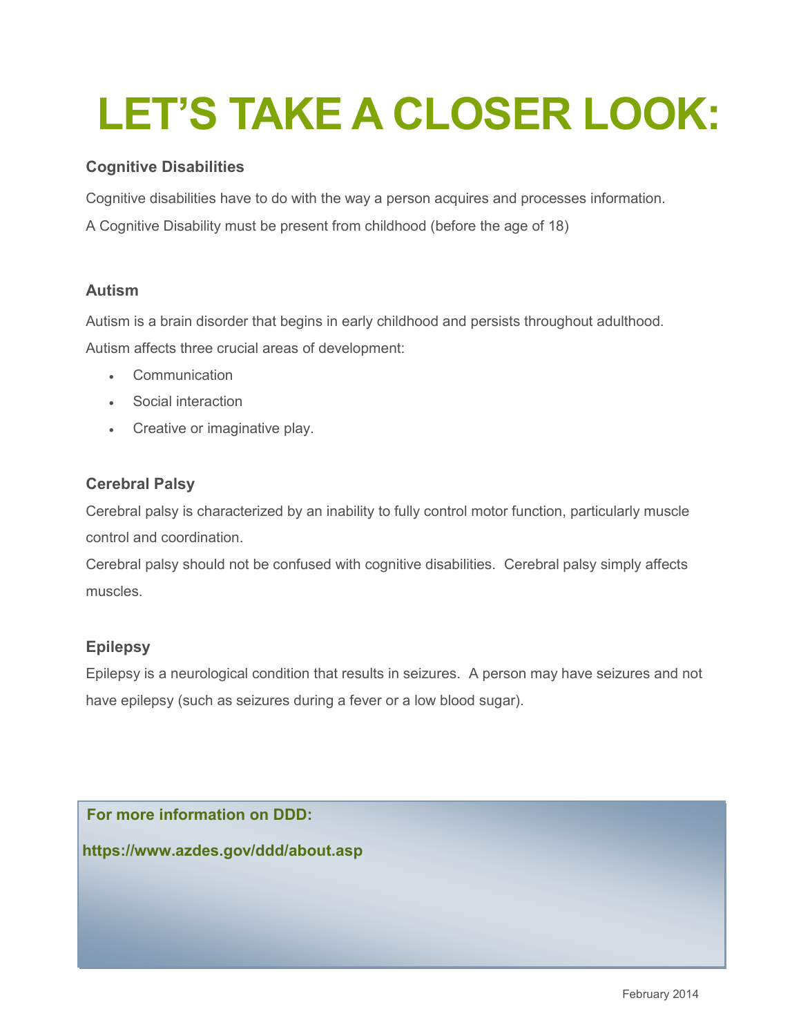# LET'S TAKE A CLOSER LOOK:

### Cognitive Disabilities

Cognitive disabilities have to do with the way a person acquires and processes information.

A Cognitive Disability must be present from childhood (before the age of 18)

### Autism

Autism is a brain disorder that begins in early childhood and persists throughout adulthood.

Autism affects three crucial areas of development:

- Communication
- Social interaction
- Creative or imaginative play.

### Cerebral Palsy

Cerebral palsy is characterized by an inability to fully control motor function, particularly muscle control and coordination.

Cerebral palsy should not be confused with cognitive disabilities. Cerebral palsy simply affects muscles.

### Epilepsy

Epilepsy is a neurological condition that results in seizures. A person may have seizures and not have epilepsy (such as seizures during a fever or a low blood sugar).

**For more information on DDD:**

**https://www.azdes.gov/ddd/about.asp**

February 2014